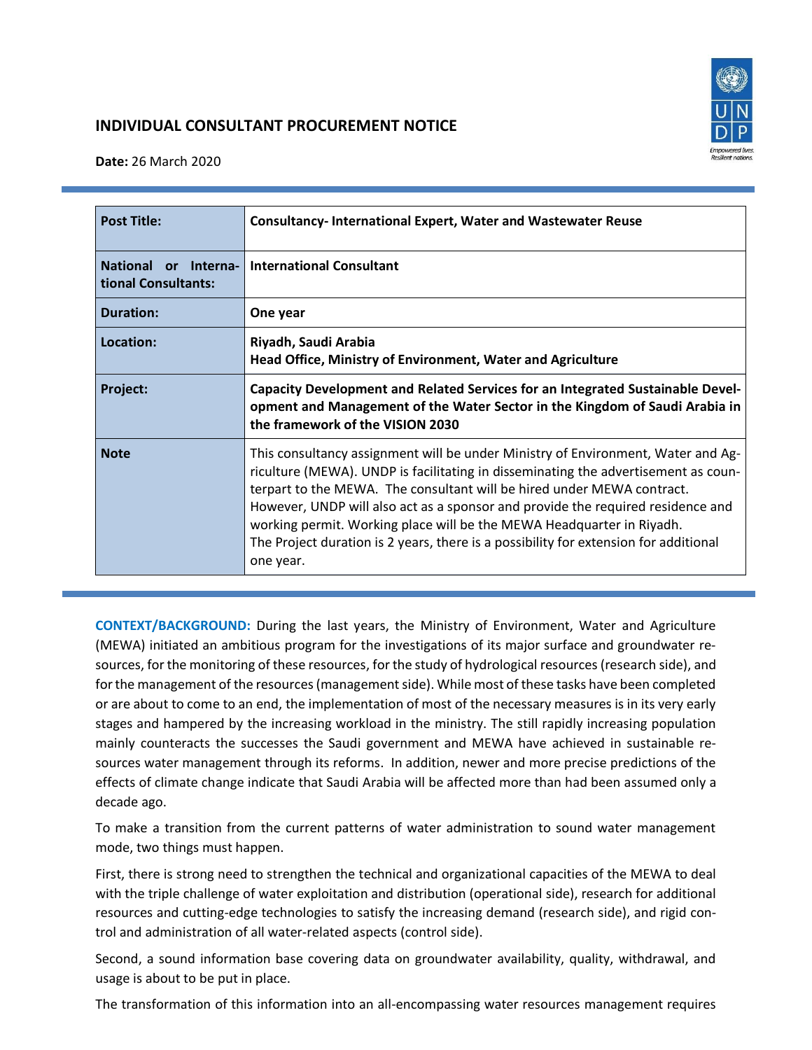# INDIVIDUAL CONSULTANT PROCUREMENT NOTICE

**Date:** 26 March 2020

| | |
|---|---|
| **Post Title:** | **Consultancy- International Expert, Water and Wastewater Reuse** |
| **National or International Consultants:** | **International Consultant** |
| **Duration:** | **One year** |
| **Location:** | **Riyadh, Saudi Arabia**<br>**Head Office, Ministry of Environment, Water and Agriculture** |
| **Project:** | **Capacity Development and Related Services for an Integrated Sustainable Development and Management of the Water Sector in the Kingdom of Saudi Arabia in the framework of the VISION 2030** |
| **Note** | This consultancy assignment will be under Ministry of Environment, Water and Agriculture (MEWA). UNDP is facilitating in disseminating the advertisement as counterpart to the MEWA. The consultant will be hired under MEWA contract. However, UNDP will also act as a sponsor and provide the required residence and working permit. Working place will be the MEWA Headquarter in Riyadh.<br>The Project duration is 2 years, there is a possibility for extension for additional one year. |

**CONTEXT/BACKGROUND:** During the last years, the Ministry of Environment, Water and Agriculture (MEWA) initiated an ambitious program for the investigations of its major surface and groundwater resources, for the monitoring of these resources, for the study of hydrological resources (research side), and for the management of the resources (management side). While most of these tasks have been completed or are about to come to an end, the implementation of most of the necessary measures is in its very early stages and hampered by the increasing workload in the ministry. The still rapidly increasing population mainly counteracts the successes the Saudi government and MEWA have achieved in sustainable resources water management through its reforms. In addition, newer and more precise predictions of the effects of climate change indicate that Saudi Arabia will be affected more than had been assumed only a decade ago.

To make a transition from the current patterns of water administration to sound water management mode, two things must happen.

First, there is strong need to strengthen the technical and organizational capacities of the MEWA to deal with the triple challenge of water exploitation and distribution (operational side), research for additional resources and cutting-edge technologies to satisfy the increasing demand (research side), and rigid control and administration of all water-related aspects (control side).

Second, a sound information base covering data on groundwater availability, quality, withdrawal, and usage is about to be put in place.

The transformation of this information into an all-encompassing water resources management requires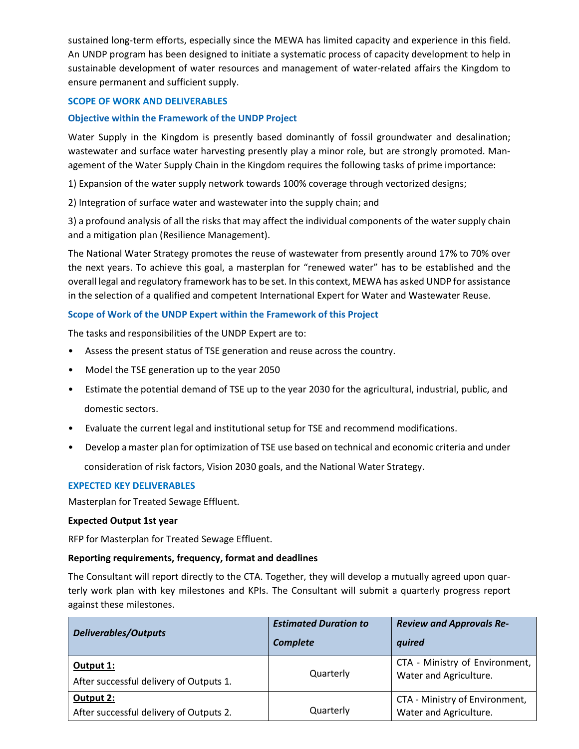sustained long-term efforts, especially since the MEWA has limited capacity and experience in this field. An UNDP program has been designed to initiate a systematic process of capacity development to help in sustainable development of water resources and management of water-related affairs the Kingdom to ensure permanent and sufficient supply.

## SCOPE OF WORK AND DELIVERABLES

### Objective within the Framework of the UNDP Project

Water Supply in the Kingdom is presently based dominantly of fossil groundwater and desalination; wastewater and surface water harvesting presently play a minor role, but are strongly promoted. Management of the Water Supply Chain in the Kingdom requires the following tasks of prime importance:

1) Expansion of the water supply network towards 100% coverage through vectorized designs;

2) Integration of surface water and wastewater into the supply chain; and

3) a profound analysis of all the risks that may affect the individual components of the water supply chain and a mitigation plan (Resilience Management).

The National Water Strategy promotes the reuse of wastewater from presently around 17% to 70% over the next years. To achieve this goal, a masterplan for "renewed water" has to be established and the overall legal and regulatory framework has to be set. In this context, MEWA has asked UNDP for assistance in the selection of a qualified and competent International Expert for Water and Wastewater Reuse.

### Scope of Work of the UNDP Expert within the Framework of this Project

The tasks and responsibilities of the UNDP Expert are to:

- Assess the present status of TSE generation and reuse across the country.
- Model the TSE generation up to the year 2050
- Estimate the potential demand of TSE up to the year 2030 for the agricultural, industrial, public, and domestic sectors.
- Evaluate the current legal and institutional setup for TSE and recommend modifications.
- Develop a master plan for optimization of TSE use based on technical and economic criteria and under consideration of risk factors, Vision 2030 goals, and the National Water Strategy.

## EXPECTED KEY DELIVERABLES

Masterplan for Treated Sewage Effluent.

**Expected Output 1st year**

RFP for Masterplan for Treated Sewage Effluent.

**Reporting requirements, frequency, format and deadlines**

The Consultant will report directly to the CTA. Together, they will develop a mutually agreed upon quarterly work plan with key milestones and KPIs. The Consultant will submit a quarterly progress report against these milestones.

| *Deliverables/Outputs* | *Estimated Duration to Complete* | *Review and Approvals Required* |
|---|---|---|
| **Output 1:**<br>After successful delivery of Outputs 1. | Quarterly | CTA - Ministry of Environment, Water and Agriculture. |
| **Output 2:**<br>After successful delivery of Outputs 2. | Quarterly | CTA - Ministry of Environment, Water and Agriculture. |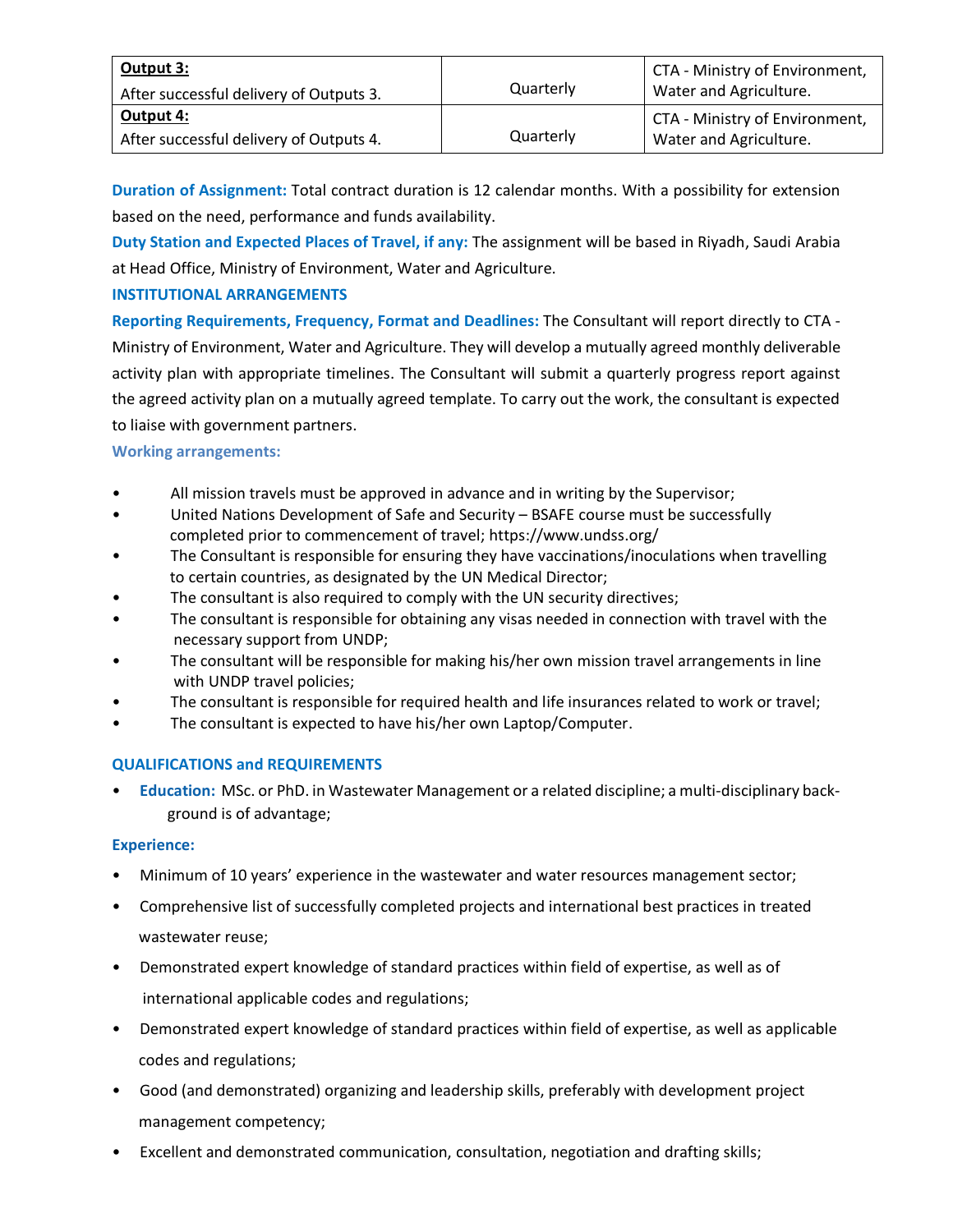| **Output 3:** After successful delivery of Outputs 3. | Quarterly | CTA - Ministry of Environment, Water and Agriculture. |
|---|---|---|
| **Output 4:** After successful delivery of Outputs 4. | Quarterly | CTA - Ministry of Environment, Water and Agriculture. |

**Duration of Assignment:** Total contract duration is 12 calendar months. With a possibility for extension based on the need, performance and funds availability.

**Duty Station and Expected Places of Travel, if any:** The assignment will be based in Riyadh, Saudi Arabia at Head Office, Ministry of Environment, Water and Agriculture.

**INSTITUTIONAL ARRANGEMENTS**

**Reporting Requirements, Frequency, Format and Deadlines:** The Consultant will report directly to CTA - Ministry of Environment, Water and Agriculture. They will develop a mutually agreed monthly deliverable activity plan with appropriate timelines. The Consultant will submit a quarterly progress report against the agreed activity plan on a mutually agreed template. To carry out the work, the consultant is expected to liaise with government partners.

**Working arrangements:**

- All mission travels must be approved in advance and in writing by the Supervisor;
- United Nations Development of Safe and Security – BSAFE course must be successfully completed prior to commencement of travel; https://www.undss.org/
- The Consultant is responsible for ensuring they have vaccinations/inoculations when travelling to certain countries, as designated by the UN Medical Director;
- The consultant is also required to comply with the UN security directives;
- The consultant is responsible for obtaining any visas needed in connection with travel with the necessary support from UNDP;
- The consultant will be responsible for making his/her own mission travel arrangements in line with UNDP travel policies;
- The consultant is responsible for required health and life insurances related to work or travel;
- The consultant is expected to have his/her own Laptop/Computer.

**QUALIFICATIONS and REQUIREMENTS**

- **Education:** MSc. or PhD. in Wastewater Management or a related discipline; a multi-disciplinary back-ground is of advantage;

**Experience:**

- Minimum of 10 years' experience in the wastewater and water resources management sector;
- Comprehensive list of successfully completed projects and international best practices in treated wastewater reuse;
- Demonstrated expert knowledge of standard practices within field of expertise, as well as of international applicable codes and regulations;
- Demonstrated expert knowledge of standard practices within field of expertise, as well as applicable codes and regulations;
- Good (and demonstrated) organizing and leadership skills, preferably with development project management competency;
- Excellent and demonstrated communication, consultation, negotiation and drafting skills;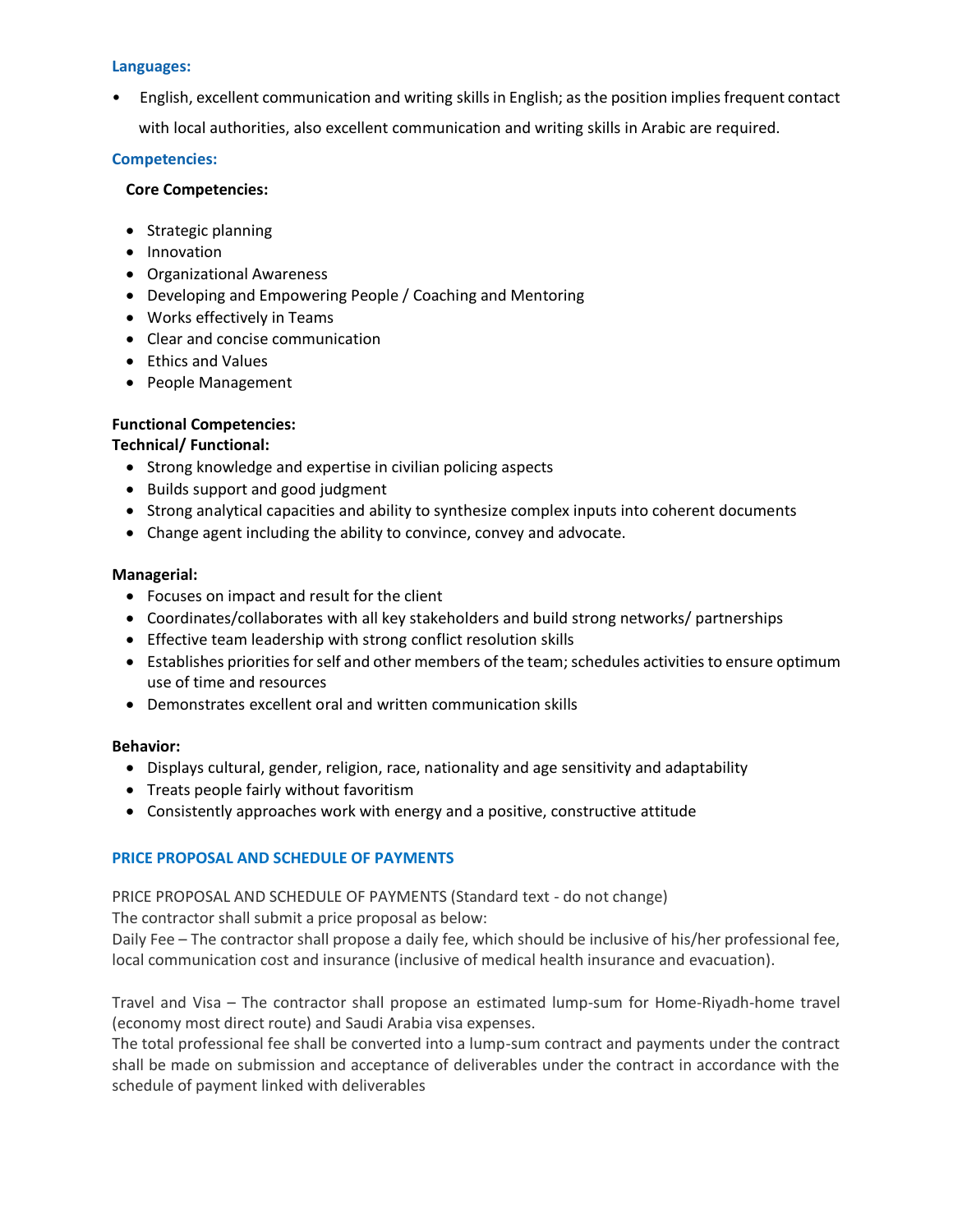### Languages:

- English, excellent communication and writing skills in English; as the position implies frequent contact with local authorities, also excellent communication and writing skills in Arabic are required.

### Competencies:

**Core Competencies:**

- Strategic planning
- Innovation
- Organizational Awareness
- Developing and Empowering People / Coaching and Mentoring
- Works effectively in Teams
- Clear and concise communication
- Ethics and Values
- People Management

**Functional Competencies:**
**Technical/ Functional:**

- Strong knowledge and expertise in civilian policing aspects
- Builds support and good judgment
- Strong analytical capacities and ability to synthesize complex inputs into coherent documents
- Change agent including the ability to convince, convey and advocate.

**Managerial:**

- Focuses on impact and result for the client
- Coordinates/collaborates with all key stakeholders and build strong networks/ partnerships
- Effective team leadership with strong conflict resolution skills
- Establishes priorities for self and other members of the team; schedules activities to ensure optimum use of time and resources
- Demonstrates excellent oral and written communication skills

**Behavior:**

- Displays cultural, gender, religion, race, nationality and age sensitivity and adaptability
- Treats people fairly without favoritism
- Consistently approaches work with energy and a positive, constructive attitude

### PRICE PROPOSAL AND SCHEDULE OF PAYMENTS

PRICE PROPOSAL AND SCHEDULE OF PAYMENTS (Standard text - do not change)
The contractor shall submit a price proposal as below:
Daily Fee – The contractor shall propose a daily fee, which should be inclusive of his/her professional fee, local communication cost and insurance (inclusive of medical health insurance and evacuation).

Travel and Visa – The contractor shall propose an estimated lump-sum for Home-Riyadh-home travel (economy most direct route) and Saudi Arabia visa expenses.
The total professional fee shall be converted into a lump-sum contract and payments under the contract shall be made on submission and acceptance of deliverables under the contract in accordance with the schedule of payment linked with deliverables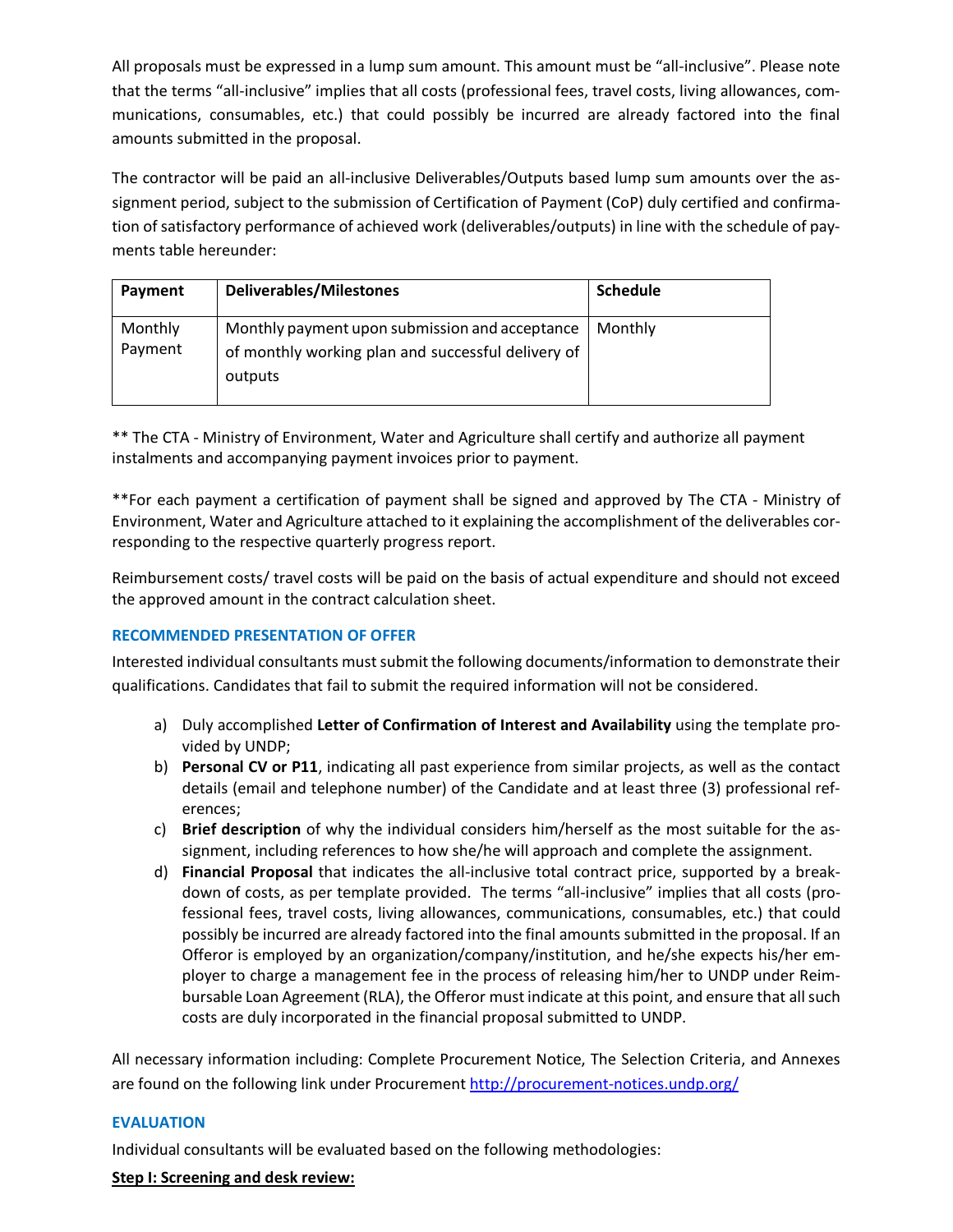All proposals must be expressed in a lump sum amount. This amount must be "all-inclusive". Please note that the terms "all-inclusive" implies that all costs (professional fees, travel costs, living allowances, communications, consumables, etc.) that could possibly be incurred are already factored into the final amounts submitted in the proposal.

The contractor will be paid an all-inclusive Deliverables/Outputs based lump sum amounts over the assignment period, subject to the submission of Certification of Payment (CoP) duly certified and confirmation of satisfactory performance of achieved work (deliverables/outputs) in line with the schedule of payments table hereunder:

| Payment | Deliverables/Milestones | Schedule |
|---|---|---|
| Monthly Payment | Monthly payment upon submission and acceptance of monthly working plan and successful delivery of outputs | Monthly |

** The CTA - Ministry of Environment, Water and Agriculture shall certify and authorize all payment instalments and accompanying payment invoices prior to payment.

**For each payment a certification of payment shall be signed and approved by The CTA - Ministry of Environment, Water and Agriculture attached to it explaining the accomplishment of the deliverables corresponding to the respective quarterly progress report.

Reimbursement costs/ travel costs will be paid on the basis of actual expenditure and should not exceed the approved amount in the contract calculation sheet.

### RECOMMENDED PRESENTATION OF OFFER

Interested individual consultants must submit the following documents/information to demonstrate their qualifications. Candidates that fail to submit the required information will not be considered.

a) Duly accomplished **Letter of Confirmation of Interest and Availability** using the template provided by UNDP;
b) **Personal CV or P11**, indicating all past experience from similar projects, as well as the contact details (email and telephone number) of the Candidate and at least three (3) professional references;
c) **Brief description** of why the individual considers him/herself as the most suitable for the assignment, including references to how she/he will approach and complete the assignment.
d) **Financial Proposal** that indicates the all-inclusive total contract price, supported by a breakdown of costs, as per template provided. The terms "all-inclusive" implies that all costs (professional fees, travel costs, living allowances, communications, consumables, etc.) that could possibly be incurred are already factored into the final amounts submitted in the proposal. If an Offeror is employed by an organization/company/institution, and he/she expects his/her employer to charge a management fee in the process of releasing him/her to UNDP under Reimbursable Loan Agreement (RLA), the Offeror must indicate at this point, and ensure that all such costs are duly incorporated in the financial proposal submitted to UNDP.

All necessary information including: Complete Procurement Notice, The Selection Criteria, and Annexes are found on the following link under Procurement http://procurement-notices.undp.org/

### EVALUATION

Individual consultants will be evaluated based on the following methodologies:

**Step I: Screening and desk review:**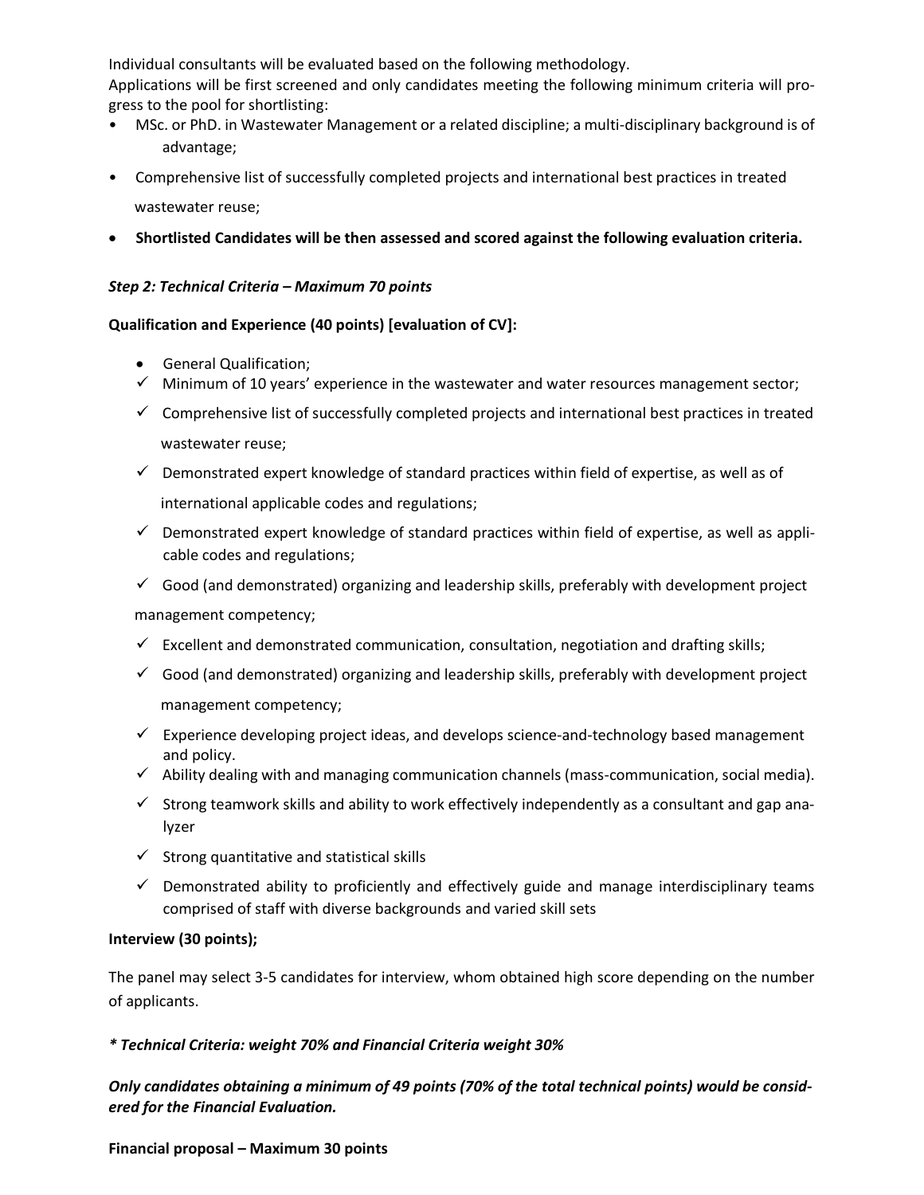Individual consultants will be evaluated based on the following methodology.
Applications will be first screened and only candidates meeting the following minimum criteria will progress to the pool for shortlisting:

- MSc. or PhD. in Wastewater Management or a related discipline; a multi-disciplinary background is of advantage;
- Comprehensive list of successfully completed projects and international best practices in treated wastewater reuse;
- **Shortlisted Candidates will be then assessed and scored against the following evaluation criteria.**

***Step 2: Technical Criteria – Maximum 70 points***

**Qualification and Experience (40 points) [evaluation of CV]:**

- General Qualification;
- ✓ Minimum of 10 years' experience in the wastewater and water resources management sector;
- ✓ Comprehensive list of successfully completed projects and international best practices in treated wastewater reuse;
- ✓ Demonstrated expert knowledge of standard practices within field of expertise, as well as of international applicable codes and regulations;
- ✓ Demonstrated expert knowledge of standard practices within field of expertise, as well as applicable codes and regulations;
- ✓ Good (and demonstrated) organizing and leadership skills, preferably with development project management competency;
- ✓ Excellent and demonstrated communication, consultation, negotiation and drafting skills;
- ✓ Good (and demonstrated) organizing and leadership skills, preferably with development project management competency;
- ✓ Experience developing project ideas, and develops science-and-technology based management and policy.
- ✓ Ability dealing with and managing communication channels (mass-communication, social media).
- ✓ Strong teamwork skills and ability to work effectively independently as a consultant and gap analyzer
- ✓ Strong quantitative and statistical skills
- ✓ Demonstrated ability to proficiently and effectively guide and manage interdisciplinary teams comprised of staff with diverse backgrounds and varied skill sets

**Interview (30 points);**

The panel may select 3-5 candidates for interview, whom obtained high score depending on the number of applicants.

***\* Technical Criteria: weight 70% and Financial Criteria weight 30%***

***Only candidates obtaining a minimum of 49 points (70% of the total technical points) would be considered for the Financial Evaluation.***

**Financial proposal – Maximum 30 points**